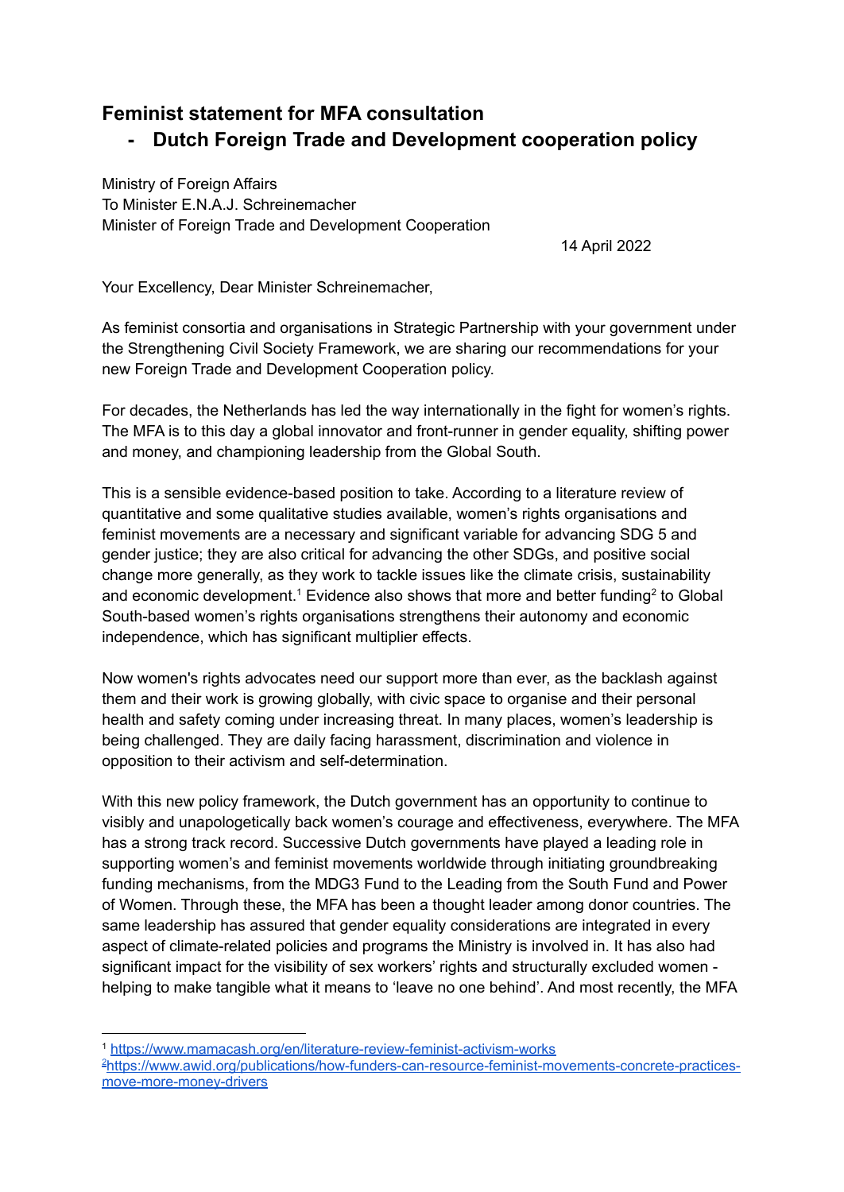# Feminist statement for MFA consultation
## - Dutch Foreign Trade and Development cooperation policy

Ministry of Foreign Affairs
To Minister E.N.A.J. Schreinemacher
Minister of Foreign Trade and Development Cooperation

14 April 2022

Your Excellency, Dear Minister Schreinemacher,

As feminist consortia and organisations in Strategic Partnership with your government under the Strengthening Civil Society Framework, we are sharing our recommendations for your new Foreign Trade and Development Cooperation policy.

For decades, the Netherlands has led the way internationally in the fight for women's rights. The MFA is to this day a global innovator and front-runner in gender equality, shifting power and money, and championing leadership from the Global South.

This is a sensible evidence-based position to take. According to a literature review of quantitative and some qualitative studies available, women's rights organisations and feminist movements are a necessary and significant variable for advancing SDG 5 and gender justice; they are also critical for advancing the other SDGs, and positive social change more generally, as they work to tackle issues like the climate crisis, sustainability and economic development.[1] Evidence also shows that more and better funding[2] to Global South-based women's rights organisations strengthens their autonomy and economic independence, which has significant multiplier effects.

Now women's rights advocates need our support more than ever, as the backlash against them and their work is growing globally, with civic space to organise and their personal health and safety coming under increasing threat. In many places, women's leadership is being challenged. They are daily facing harassment, discrimination and violence in opposition to their activism and self-determination.

With this new policy framework, the Dutch government has an opportunity to continue to visibly and unapologetically back women's courage and effectiveness, everywhere. The MFA has a strong track record. Successive Dutch governments have played a leading role in supporting women's and feminist movements worldwide through initiating groundbreaking funding mechanisms, from the MDG3 Fund to the Leading from the South Fund and Power of Women. Through these, the MFA has been a thought leader among donor countries. The same leadership has assured that gender equality considerations are integrated in every aspect of climate-related policies and programs the Ministry is involved in. It has also had significant impact for the visibility of sex workers' rights and structurally excluded women - helping to make tangible what it means to 'leave no one behind'. And most recently, the MFA

---

[1] https://www.mamacash.org/en/literature-review-feminist-activism-works

[2] https://www.awid.org/publications/how-funders-can-resource-feminist-movements-concrete-practices-move-more-money-drivers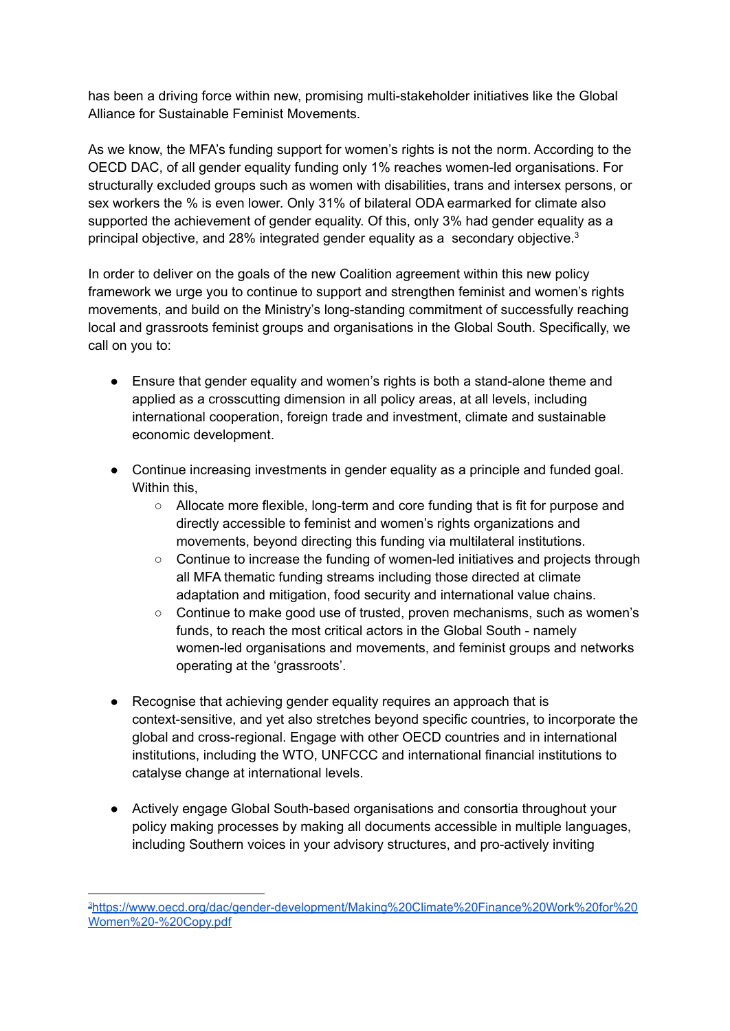has been a driving force within new, promising multi-stakeholder initiatives like the Global Alliance for Sustainable Feminist Movements.

As we know, the MFA's funding support for women's rights is not the norm. According to the OECD DAC, of all gender equality funding only 1% reaches women-led organisations. For structurally excluded groups such as women with disabilities, trans and intersex persons, or sex workers the % is even lower. Only 31% of bilateral ODA earmarked for climate also supported the achievement of gender equality. Of this, only 3% had gender equality as a principal objective, and 28% integrated gender equality as a secondary objective.[3]

In order to deliver on the goals of the new Coalition agreement within this new policy framework we urge you to continue to support and strengthen feminist and women's rights movements, and build on the Ministry's long-standing commitment of successfully reaching local and grassroots feminist groups and organisations in the Global South. Specifically, we call on you to:

- Ensure that gender equality and women's rights is both a stand-alone theme and applied as a crosscutting dimension in all policy areas, at all levels, including international cooperation, foreign trade and investment, climate and sustainable economic development.

- Continue increasing investments in gender equality as a principle and funded goal. Within this,
  - Allocate more flexible, long-term and core funding that is fit for purpose and directly accessible to feminist and women's rights organizations and movements, beyond directing this funding via multilateral institutions.
  - Continue to increase the funding of women-led initiatives and projects through all MFA thematic funding streams including those directed at climate adaptation and mitigation, food security and international value chains.
  - Continue to make good use of trusted, proven mechanisms, such as women's funds, to reach the most critical actors in the Global South - namely women-led organisations and movements, and feminist groups and networks operating at the 'grassroots'.

- Recognise that achieving gender equality requires an approach that is context-sensitive, and yet also stretches beyond specific countries, to incorporate the global and cross-regional. Engage with other OECD countries and in international institutions, including the WTO, UNFCCC and international financial institutions to catalyse change at international levels.

- Actively engage Global South-based organisations and consortia throughout your policy making processes by making all documents accessible in multiple languages, including Southern voices in your advisory structures, and pro-actively inviting

---

[3] https://www.oecd.org/dac/gender-development/Making%20Climate%20Finance%20Work%20for%20Women%20-%20Copy.pdf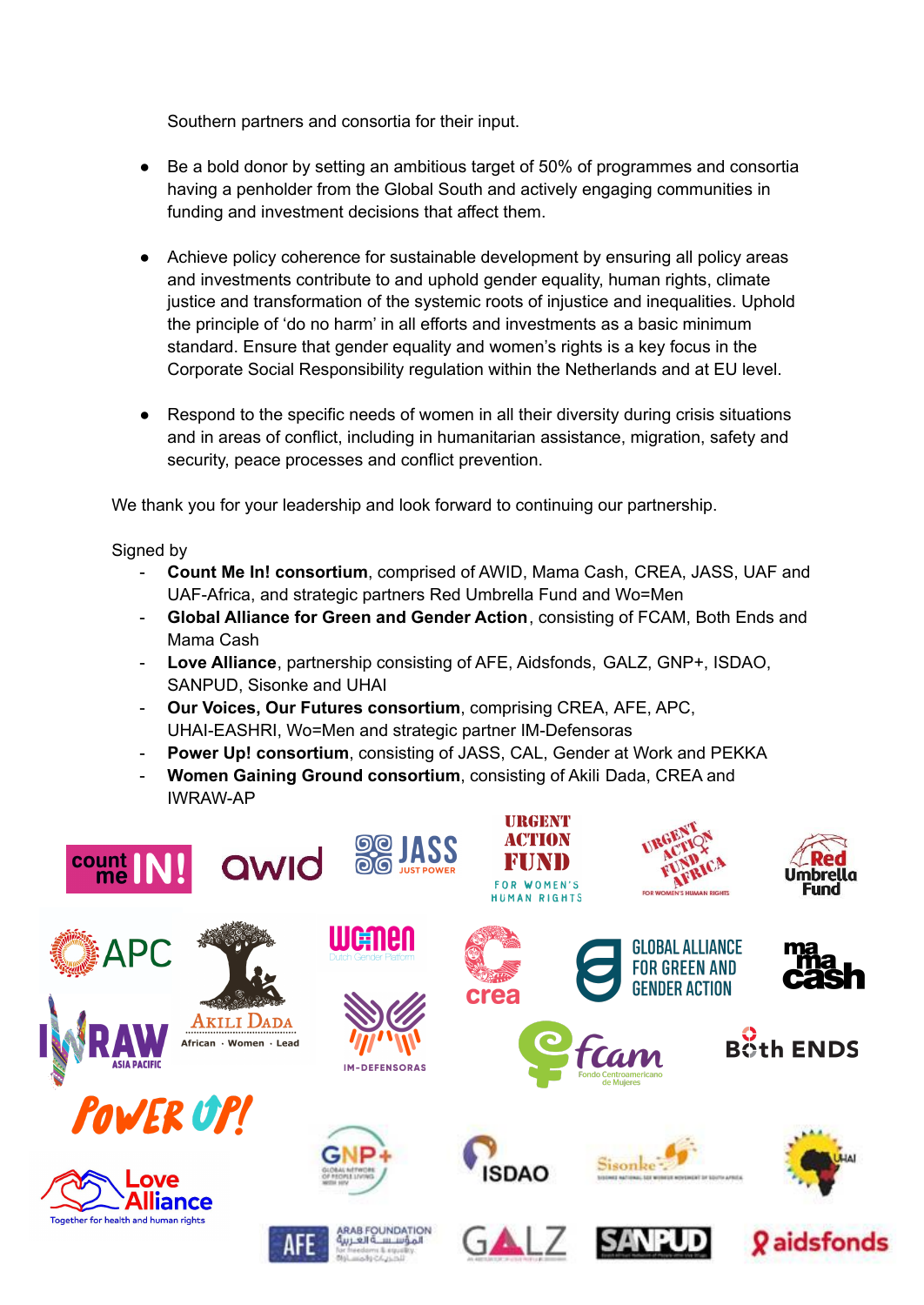Southern partners and consortia for their input.

- Be a bold donor by setting an ambitious target of 50% of programmes and consortia having a penholder from the Global South and actively engaging communities in funding and investment decisions that affect them.

- Achieve policy coherence for sustainable development by ensuring all policy areas and investments contribute to and uphold gender equality, human rights, climate justice and transformation of the systemic roots of injustice and inequalities. Uphold the principle of 'do no harm' in all efforts and investments as a basic minimum standard. Ensure that gender equality and women's rights is a key focus in the Corporate Social Responsibility regulation within the Netherlands and at EU level.

- Respond to the specific needs of women in all their diversity during crisis situations and in areas of conflict, including in humanitarian assistance, migration, safety and security, peace processes and conflict prevention.

We thank you for your leadership and look forward to continuing our partnership.

Signed by

- **Count Me In! consortium**, comprised of AWID, Mama Cash, CREA, JASS, UAF and UAF-Africa, and strategic partners Red Umbrella Fund and Wo=Men
- **Global Alliance for Green and Gender Action**, consisting of FCAM, Both Ends and Mama Cash
- **Love Alliance**, partnership consisting of AFE, Aidsfonds, GALZ, GNP+, ISDAO, SANPUD, Sisonke and UHAI
- **Our Voices, Our Futures consortium**, comprising CREA, AFE, APC, UHAI-EASHRI, Wo=Men and strategic partner IM-Defensoras
- **Power Up! consortium**, consisting of JASS, CAL, Gender at Work and PEKKA
- **Women Gaining Ground consortium**, consisting of Akili Dada, CREA and IWRAW-AP